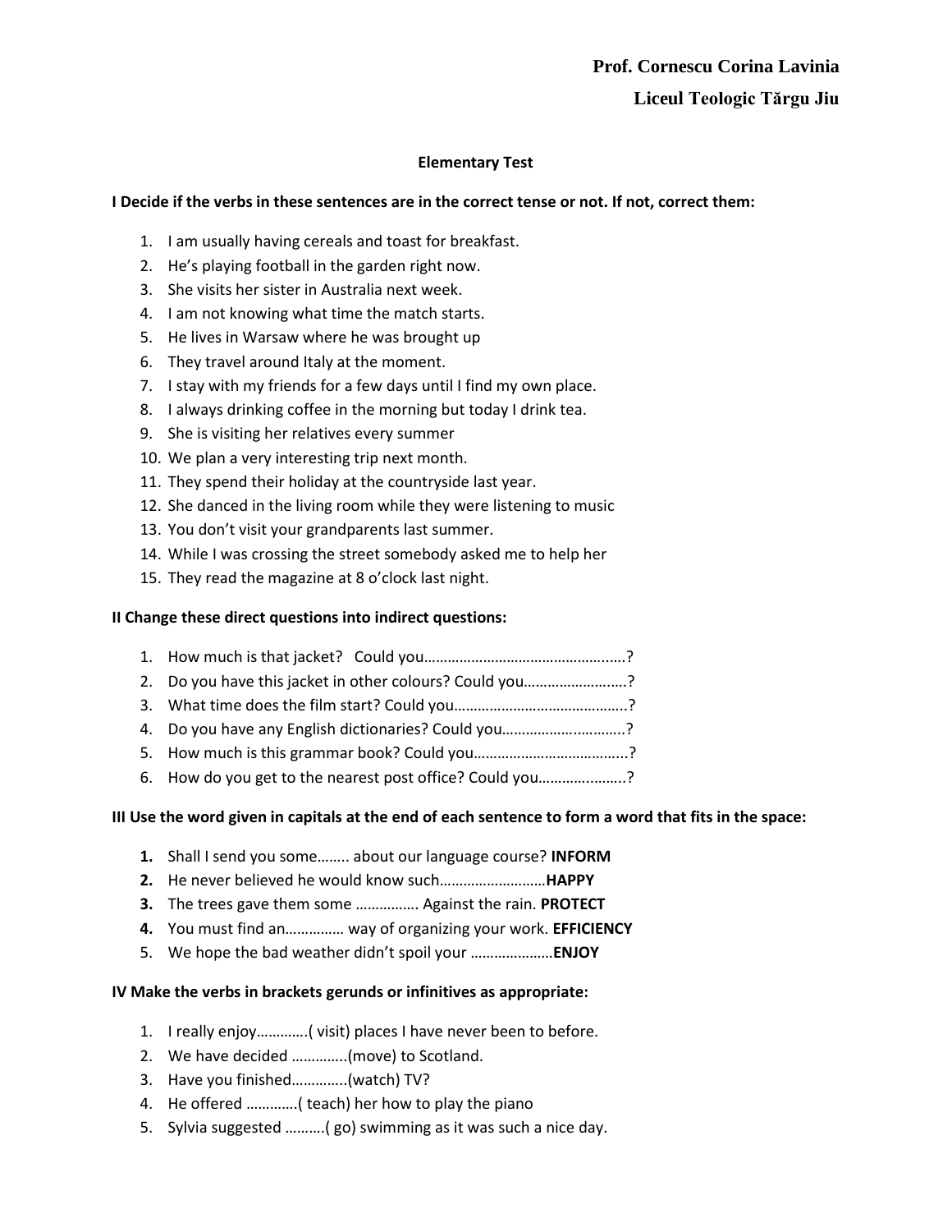**Prof. Cornescu Corina Lavinia**

**Liceul Teologic Tărgu Jiu**

**Elementary Test**

**I Decide if the verbs in these sentences are in the correct tense or not. If not, correct them:**

1. I am usually having cereals and toast for breakfast.
2. He's playing football in the garden right now.
3. She visits her sister in Australia next week.
4. I am not knowing what time the match starts.
5. He lives in Warsaw where he was brought up
6. They travel around Italy at the moment.
7. I stay with my friends for a few days until I find my own place.
8. I always drinking coffee in the morning but today I drink tea.
9. She is visiting her relatives every summer
10. We plan a very interesting trip next month.
11. They spend their holiday at the countryside last year.
12. She danced in the living room while they were listening to music
13. You don't visit your grandparents last summer.
14. While I was crossing the street somebody asked me to help her
15. They read the magazine at 8 o'clock last night.

**II Change these direct questions into indirect questions:**

1. How much is that jacket?   Could you……………………………………..…..?
2. Do you have this jacket in other colours? Could you……………………..?
3. What time does the film start? Could you……………………………………..?
4. Do you have any English dictionaries? Could you……………….………..?
5. How much is this grammar book? Could you………………………………..?
6. How do you get to the nearest post office? Could you………….……..?

**III Use the word given in capitals at the end of each sentence to form a word that fits in the space:**

1. Shall I send you some…….. about our language course? **INFORM**
2. He never believed he would know such………………………**HAPPY**
3. The trees gave them some ……………. Against the rain. **PROTECT**
4. You must find an…………… way of organizing your work. **EFFICIENCY**
5. We hope the bad weather didn't spoil your …………………**ENJOY**

**IV Make the verbs in brackets gerunds or infinitives as appropriate:**

1. I really enjoy…………( visit) places I have never been to before.
2. We have decided …………..(move) to Scotland.
3. Have you finished…………..(watch) TV?
4. He offered …………( teach) her how to play the piano
5. Sylvia suggested ……….( go) swimming as it was such a nice day.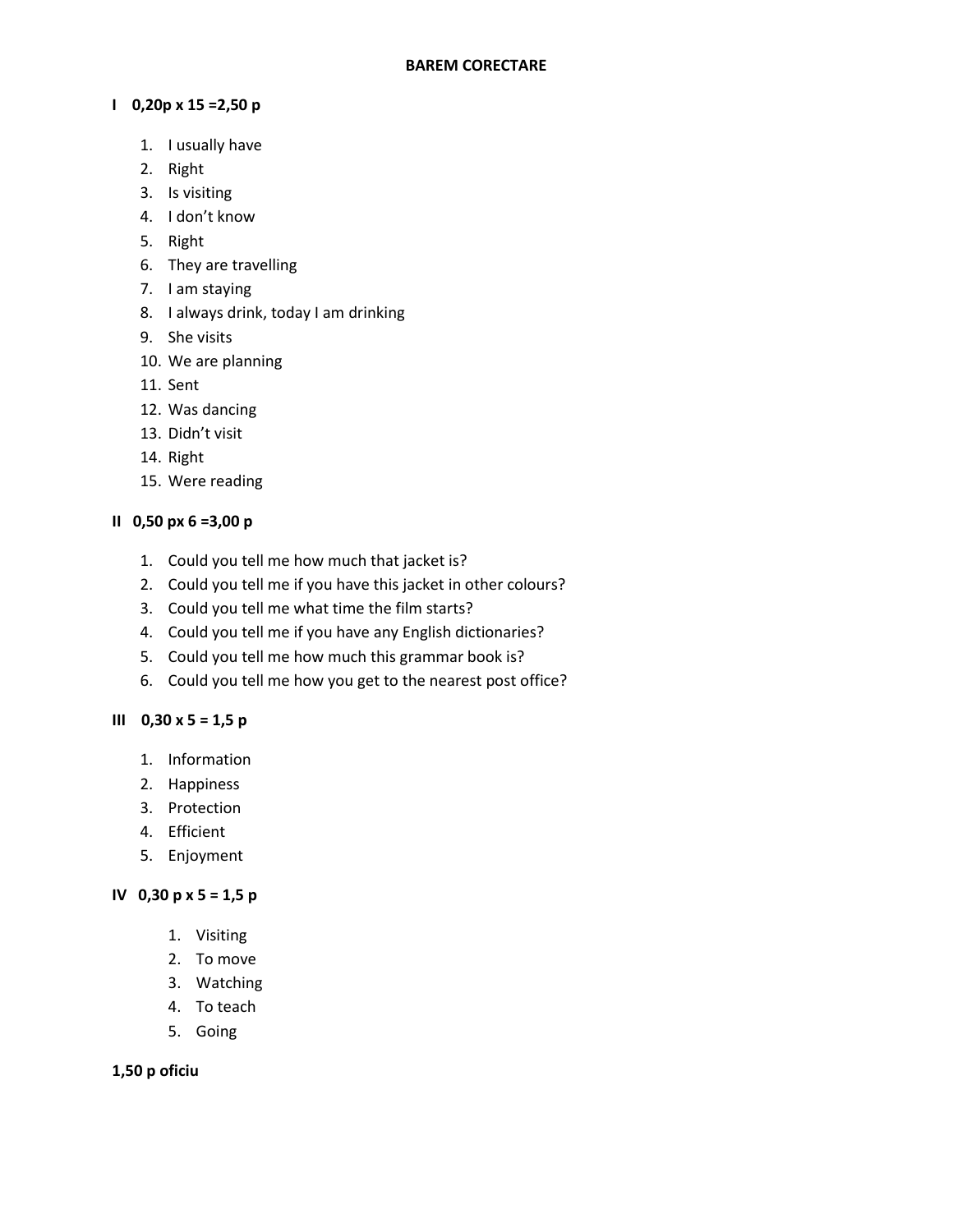# BAREM CORECTARE

**I 0,20p x 15 =2,50 p**

1. I usually have
2. Right
3. Is visiting
4. I don't know
5. Right
6. They are travelling
7. I am staying
8. I always drink, today I am drinking
9. She visits
10. We are planning
11. Sent
12. Was dancing
13. Didn't visit
14. Right
15. Were reading

**II 0,50 px 6 =3,00 p**

1. Could you tell me how much that jacket is?
2. Could you tell me if you have this jacket in other colours?
3. Could you tell me what time the film starts?
4. Could you tell me if you have any English dictionaries?
5. Could you tell me how much this grammar book is?
6. Could you tell me how you get to the nearest post office?

**III 0,30 x 5 = 1,5 p**

1. Information
2. Happiness
3. Protection
4. Efficient
5. Enjoyment

**IV 0,30 p x 5 = 1,5 p**

1. Visiting
2. To move
3. Watching
4. To teach
5. Going

**1,50 p oficiu**